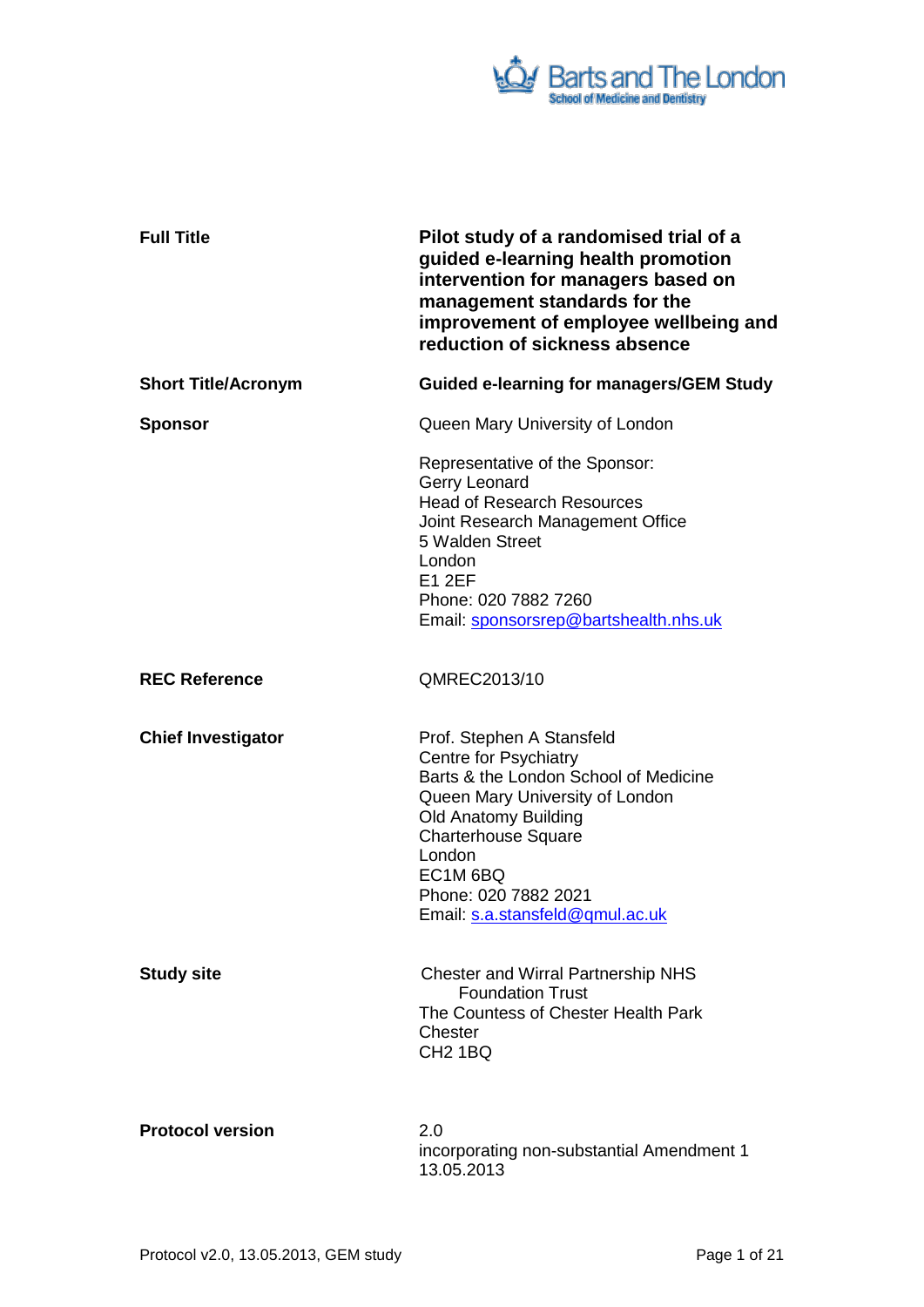Barts and The London
School of Medicine and Dentistry

| | |
|---|---|
| **Full Title** | **Pilot study of a randomised trial of a guided e-learning health promotion intervention for managers based on management standards for the improvement of employee wellbeing and reduction of sickness absence** |
| **Short Title/Acronym** | **Guided e-learning for managers/GEM Study** |
| **Sponsor** | Queen Mary University of London<br><br>Representative of the Sponsor:<br>Gerry Leonard<br>Head of Research Resources<br>Joint Research Management Office<br>5 Walden Street<br>London<br>E1 2EF<br>Phone: 020 7882 7260<br>Email: sponsorsrep@bartshealth.nhs.uk |
| **REC Reference** | QMREC2013/10 |
| **Chief Investigator** | Prof. Stephen A Stansfeld<br>Centre for Psychiatry<br>Barts & the London School of Medicine<br>Queen Mary University of London<br>Old Anatomy Building<br>Charterhouse Square<br>London<br>EC1M 6BQ<br>Phone: 020 7882 2021<br>Email: s.a.stansfeld@qmul.ac.uk |
| **Study site** | Chester and Wirral Partnership NHS Foundation Trust<br>The Countess of Chester Health Park<br>Chester<br>CH2 1BQ |
| **Protocol version** | 2.0<br>incorporating non-substantial Amendment 1<br>13.05.2013 |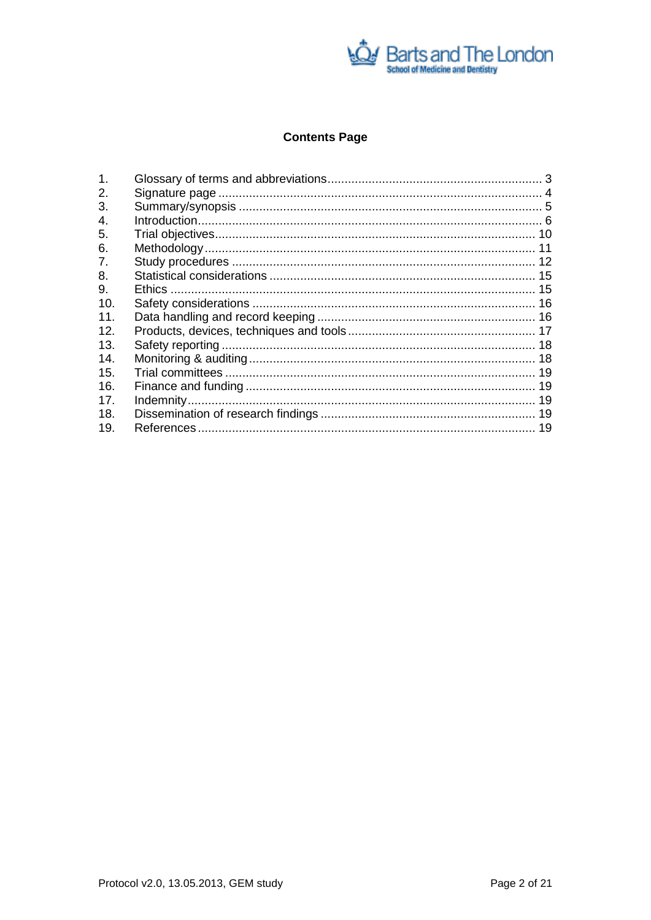**Contents Page**

1. Glossary of terms and abbreviations ........ 3
2. Signature page ........ 4
3. Summary/synopsis ........ 5
4. Introduction ........ 6
5. Trial objectives ........ 10
6. Methodology ........ 11
7. Study procedures ........ 12
8. Statistical considerations ........ 15
9. Ethics ........ 15
10. Safety considerations ........ 16
11. Data handling and record keeping ........ 16
12. Products, devices, techniques and tools ........ 17
13. Safety reporting ........ 18
14. Monitoring & auditing ........ 18
15. Trial committees ........ 19
16. Finance and funding ........ 19
17. Indemnity ........ 19
18. Dissemination of research findings ........ 19
19. References ........ 19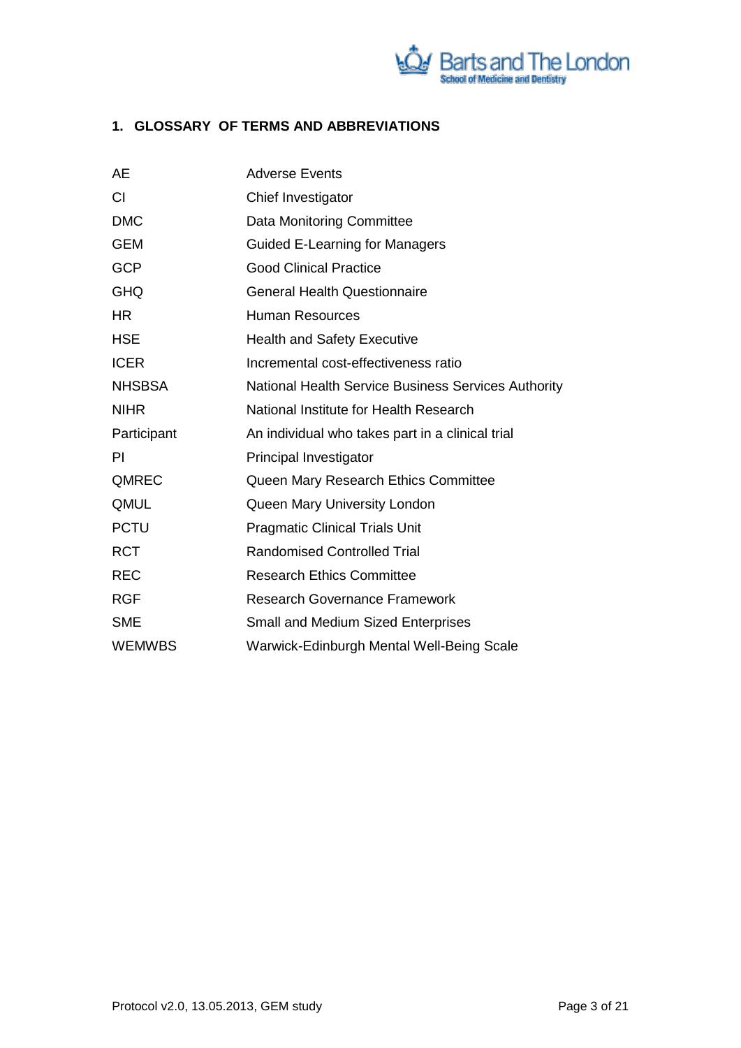## 1. GLOSSARY OF TERMS AND ABBREVIATIONS

| | |
|---|---|
| AE | Adverse Events |
| CI | Chief Investigator |
| DMC | Data Monitoring Committee |
| GEM | Guided E-Learning for Managers |
| GCP | Good Clinical Practice |
| GHQ | General Health Questionnaire |
| HR | Human Resources |
| HSE | Health and Safety Executive |
| ICER | Incremental cost-effectiveness ratio |
| NHSBSA | National Health Service Business Services Authority |
| NIHR | National Institute for Health Research |
| Participant | An individual who takes part in a clinical trial |
| PI | Principal Investigator |
| QMREC | Queen Mary Research Ethics Committee |
| QMUL | Queen Mary University London |
| PCTU | Pragmatic Clinical Trials Unit |
| RCT | Randomised Controlled Trial |
| REC | Research Ethics Committee |
| RGF | Research Governance Framework |
| SME | Small and Medium Sized Enterprises |
| WEMWBS | Warwick-Edinburgh Mental Well-Being Scale |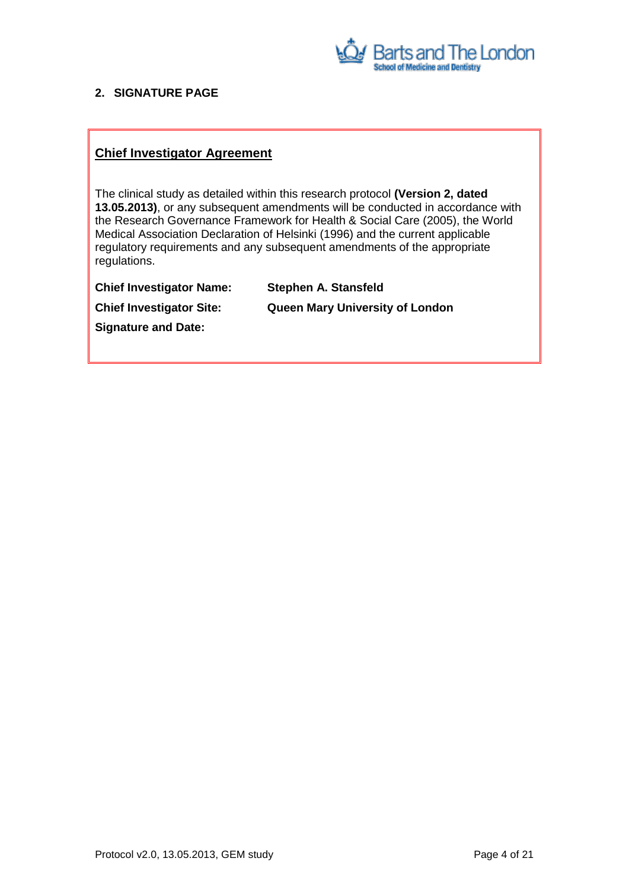## 2. SIGNATURE PAGE

**Chief Investigator Agreement**

The clinical study as detailed within this research protocol **(Version 2, dated 13.05.2013)**, or any subsequent amendments will be conducted in accordance with the Research Governance Framework for Health & Social Care (2005), the World Medical Association Declaration of Helsinki (1996) and the current applicable regulatory requirements and any subsequent amendments of the appropriate regulations.

**Chief Investigator Name:** **Stephen A. Stansfeld**

**Chief Investigator Site:** **Queen Mary University of London**

**Signature and Date:**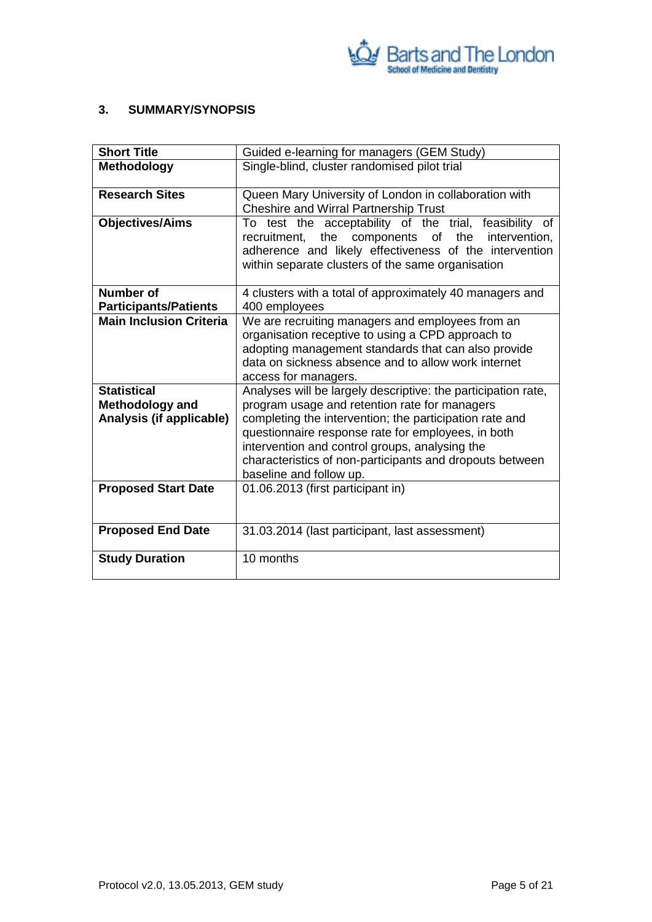## 3. SUMMARY/SYNOPSIS

| | |
|---|---|
| **Short Title** | Guided e-learning for managers (GEM Study) |
| **Methodology** | Single-blind, cluster randomised pilot trial |
| **Research Sites** | Queen Mary University of London in collaboration with Cheshire and Wirral Partnership Trust |
| **Objectives/Aims** | To test the acceptability of the trial, feasibility of recruitment, the components of the intervention, adherence and likely effectiveness of the intervention within separate clusters of the same organisation |
| **Number of Participants/Patients** | 4 clusters with a total of approximately 40 managers and 400 employees |
| **Main Inclusion Criteria** | We are recruiting managers and employees from an organisation receptive to using a CPD approach to adopting management standards that can also provide data on sickness absence and to allow work internet access for managers. |
| **Statistical Methodology and Analysis (if applicable)** | Analyses will be largely descriptive: the participation rate, program usage and retention rate for managers completing the intervention; the participation rate and questionnaire response rate for employees, in both intervention and control groups, analysing the characteristics of non-participants and dropouts between baseline and follow up. |
| **Proposed Start Date** | 01.06.2013 (first participant in) |
| **Proposed End Date** | 31.03.2014 (last participant, last assessment) |
| **Study Duration** | 10 months |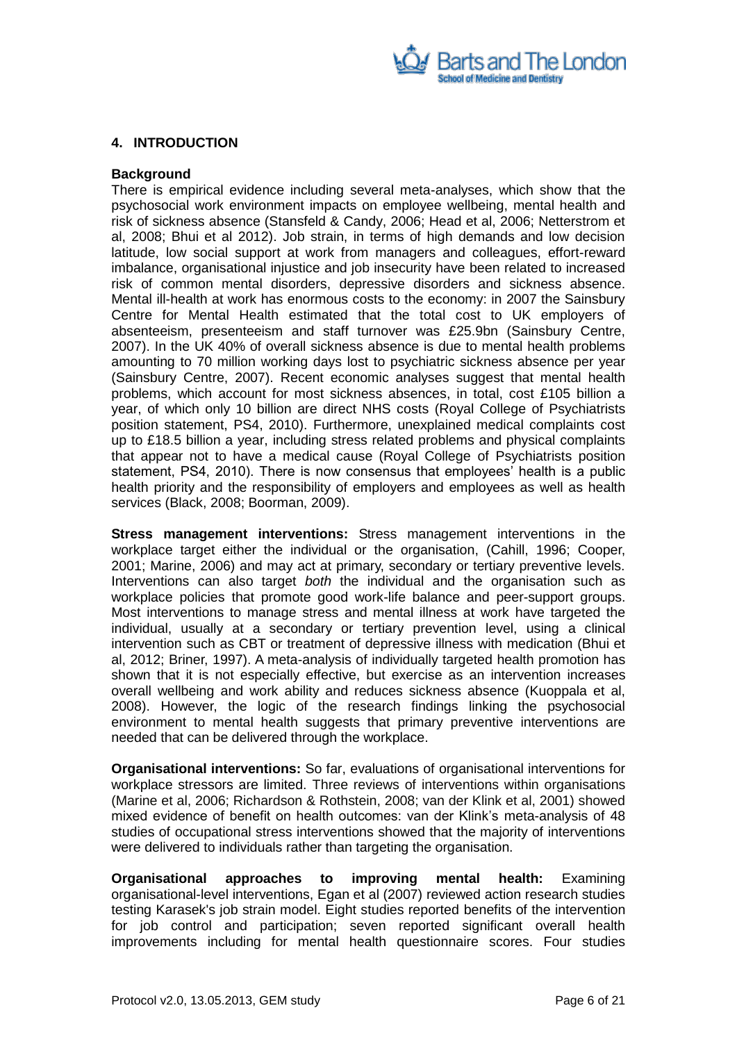## 4. INTRODUCTION

**Background**

There is empirical evidence including several meta-analyses, which show that the psychosocial work environment impacts on employee wellbeing, mental health and risk of sickness absence (Stansfeld & Candy, 2006; Head et al, 2006; Netterstrom et al, 2008; Bhui et al 2012). Job strain, in terms of high demands and low decision latitude, low social support at work from managers and colleagues, effort-reward imbalance, organisational injustice and job insecurity have been related to increased risk of common mental disorders, depressive disorders and sickness absence. Mental ill-health at work has enormous costs to the economy: in 2007 the Sainsbury Centre for Mental Health estimated that the total cost to UK employers of absenteeism, presenteeism and staff turnover was £25.9bn (Sainsbury Centre, 2007). In the UK 40% of overall sickness absence is due to mental health problems amounting to 70 million working days lost to psychiatric sickness absence per year (Sainsbury Centre, 2007). Recent economic analyses suggest that mental health problems, which account for most sickness absences, in total, cost £105 billion a year, of which only 10 billion are direct NHS costs (Royal College of Psychiatrists position statement, PS4, 2010). Furthermore, unexplained medical complaints cost up to £18.5 billion a year, including stress related problems and physical complaints that appear not to have a medical cause (Royal College of Psychiatrists position statement, PS4, 2010). There is now consensus that employees' health is a public health priority and the responsibility of employers and employees as well as health services (Black, 2008; Boorman, 2009).

**Stress management interventions:** Stress management interventions in the workplace target either the individual or the organisation, (Cahill, 1996; Cooper, 2001; Marine, 2006) and may act at primary, secondary or tertiary preventive levels. Interventions can also target *both* the individual and the organisation such as workplace policies that promote good work-life balance and peer-support groups. Most interventions to manage stress and mental illness at work have targeted the individual, usually at a secondary or tertiary prevention level, using a clinical intervention such as CBT or treatment of depressive illness with medication (Bhui et al, 2012; Briner, 1997). A meta-analysis of individually targeted health promotion has shown that it is not especially effective, but exercise as an intervention increases overall wellbeing and work ability and reduces sickness absence (Kuoppala et al, 2008). However, the logic of the research findings linking the psychosocial environment to mental health suggests that primary preventive interventions are needed that can be delivered through the workplace.

**Organisational interventions:** So far, evaluations of organisational interventions for workplace stressors are limited. Three reviews of interventions within organisations (Marine et al, 2006; Richardson & Rothstein, 2008; van der Klink et al, 2001) showed mixed evidence of benefit on health outcomes: van der Klink's meta-analysis of 48 studies of occupational stress interventions showed that the majority of interventions were delivered to individuals rather than targeting the organisation.

**Organisational approaches to improving mental health:** Examining organisational-level interventions, Egan et al (2007) reviewed action research studies testing Karasek's job strain model. Eight studies reported benefits of the intervention for job control and participation; seven reported significant overall health improvements including for mental health questionnaire scores. Four studies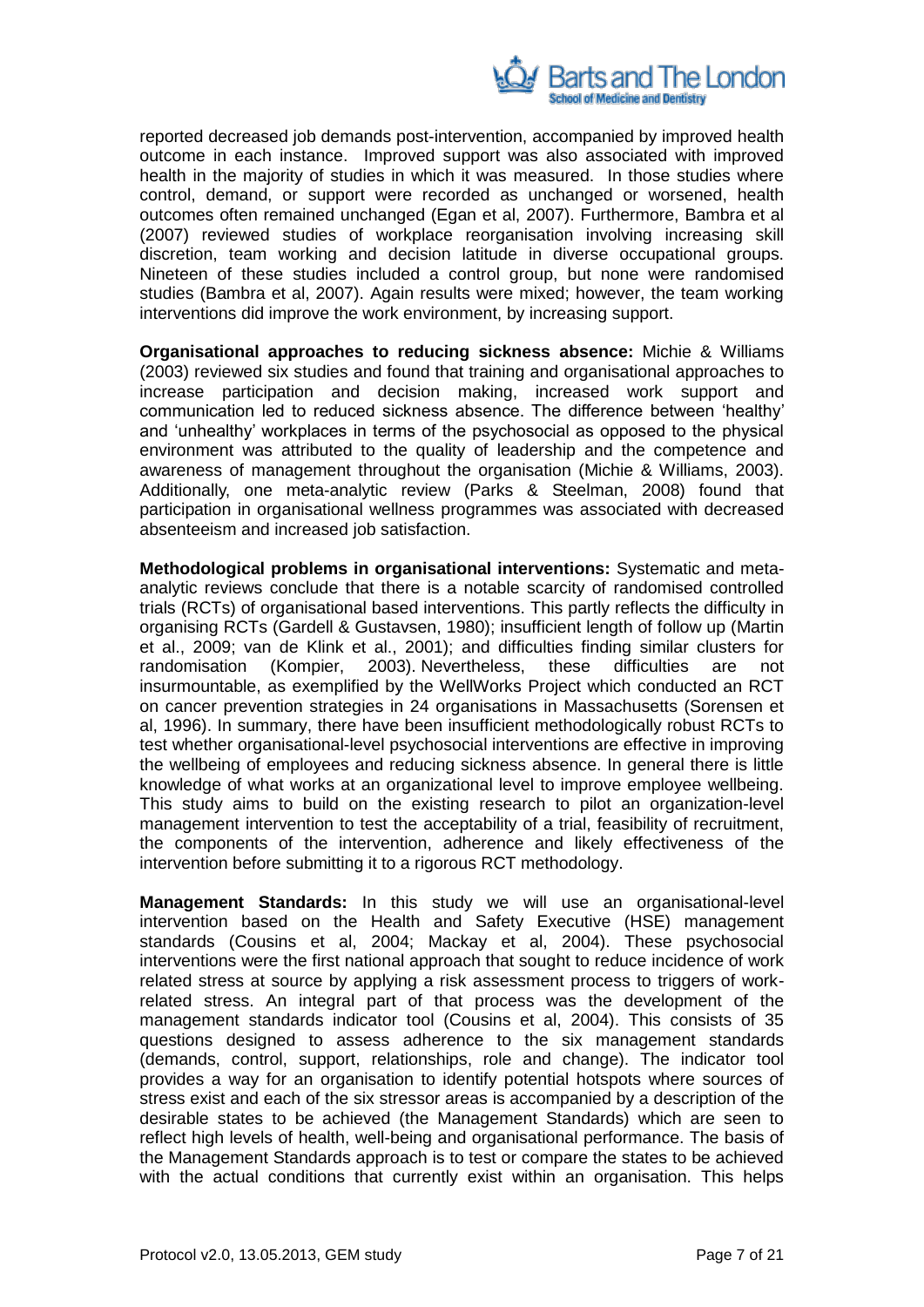reported decreased job demands post-intervention, accompanied by improved health outcome in each instance. Improved support was also associated with improved health in the majority of studies in which it was measured. In those studies where control, demand, or support were recorded as unchanged or worsened, health outcomes often remained unchanged (Egan et al, 2007). Furthermore, Bambra et al (2007) reviewed studies of workplace reorganisation involving increasing skill discretion, team working and decision latitude in diverse occupational groups. Nineteen of these studies included a control group, but none were randomised studies (Bambra et al, 2007). Again results were mixed; however, the team working interventions did improve the work environment, by increasing support.

**Organisational approaches to reducing sickness absence:** Michie & Williams (2003) reviewed six studies and found that training and organisational approaches to increase participation and decision making, increased work support and communication led to reduced sickness absence. The difference between 'healthy' and 'unhealthy' workplaces in terms of the psychosocial as opposed to the physical environment was attributed to the quality of leadership and the competence and awareness of management throughout the organisation (Michie & Williams, 2003). Additionally, one meta-analytic review (Parks & Steelman, 2008) found that participation in organisational wellness programmes was associated with decreased absenteeism and increased job satisfaction.

**Methodological problems in organisational interventions:** Systematic and meta-analytic reviews conclude that there is a notable scarcity of randomised controlled trials (RCTs) of organisational based interventions. This partly reflects the difficulty in organising RCTs (Gardell & Gustavsen, 1980); insufficient length of follow up (Martin et al., 2009; van de Klink et al., 2001); and difficulties finding similar clusters for randomisation (Kompier, 2003). Nevertheless, these difficulties are not insurmountable, as exemplified by the WellWorks Project which conducted an RCT on cancer prevention strategies in 24 organisations in Massachusetts (Sorensen et al, 1996). In summary, there have been insufficient methodologically robust RCTs to test whether organisational-level psychosocial interventions are effective in improving the wellbeing of employees and reducing sickness absence. In general there is little knowledge of what works at an organizational level to improve employee wellbeing. This study aims to build on the existing research to pilot an organization-level management intervention to test the acceptability of a trial, feasibility of recruitment, the components of the intervention, adherence and likely effectiveness of the intervention before submitting it to a rigorous RCT methodology.

**Management Standards:** In this study we will use an organisational-level intervention based on the Health and Safety Executive (HSE) management standards (Cousins et al, 2004; Mackay et al, 2004). These psychosocial interventions were the first national approach that sought to reduce incidence of work related stress at source by applying a risk assessment process to triggers of work-related stress. An integral part of that process was the development of the management standards indicator tool (Cousins et al, 2004). This consists of 35 questions designed to assess adherence to the six management standards (demands, control, support, relationships, role and change). The indicator tool provides a way for an organisation to identify potential hotspots where sources of stress exist and each of the six stressor areas is accompanied by a description of the desirable states to be achieved (the Management Standards) which are seen to reflect high levels of health, well-being and organisational performance. The basis of the Management Standards approach is to test or compare the states to be achieved with the actual conditions that currently exist within an organisation. This helps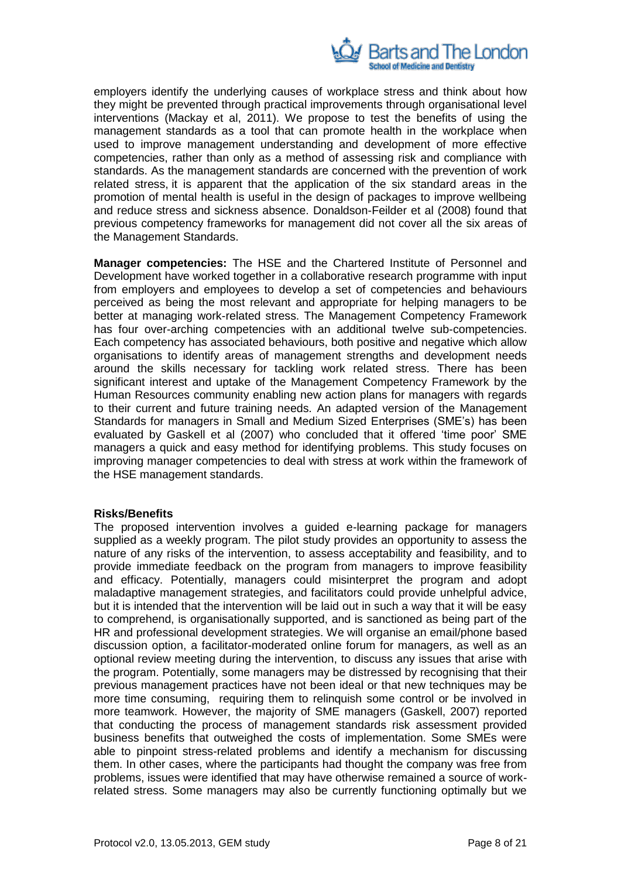employers identify the underlying causes of workplace stress and think about how they might be prevented through practical improvements through organisational level interventions (Mackay et al, 2011). We propose to test the benefits of using the management standards as a tool that can promote health in the workplace when used to improve management understanding and development of more effective competencies, rather than only as a method of assessing risk and compliance with standards. As the management standards are concerned with the prevention of work related stress, it is apparent that the application of the six standard areas in the promotion of mental health is useful in the design of packages to improve wellbeing and reduce stress and sickness absence. Donaldson-Feilder et al (2008) found that previous competency frameworks for management did not cover all the six areas of the Management Standards.

**Manager competencies:** The HSE and the Chartered Institute of Personnel and Development have worked together in a collaborative research programme with input from employers and employees to develop a set of competencies and behaviours perceived as being the most relevant and appropriate for helping managers to be better at managing work-related stress. The Management Competency Framework has four over-arching competencies with an additional twelve sub-competencies. Each competency has associated behaviours, both positive and negative which allow organisations to identify areas of management strengths and development needs around the skills necessary for tackling work related stress. There has been significant interest and uptake of the Management Competency Framework by the Human Resources community enabling new action plans for managers with regards to their current and future training needs. An adapted version of the Management Standards for managers in Small and Medium Sized Enterprises (SME's) has been evaluated by Gaskell et al (2007) who concluded that it offered 'time poor' SME managers a quick and easy method for identifying problems. This study focuses on improving manager competencies to deal with stress at work within the framework of the HSE management standards.

**Risks/Benefits**

The proposed intervention involves a guided e-learning package for managers supplied as a weekly program. The pilot study provides an opportunity to assess the nature of any risks of the intervention, to assess acceptability and feasibility, and to provide immediate feedback on the program from managers to improve feasibility and efficacy. Potentially, managers could misinterpret the program and adopt maladaptive management strategies, and facilitators could provide unhelpful advice, but it is intended that the intervention will be laid out in such a way that it will be easy to comprehend, is organisationally supported, and is sanctioned as being part of the HR and professional development strategies. We will organise an email/phone based discussion option, a facilitator-moderated online forum for managers, as well as an optional review meeting during the intervention, to discuss any issues that arise with the program. Potentially, some managers may be distressed by recognising that their previous management practices have not been ideal or that new techniques may be more time consuming, requiring them to relinquish some control or be involved in more teamwork. However, the majority of SME managers (Gaskell, 2007) reported that conducting the process of management standards risk assessment provided business benefits that outweighed the costs of implementation. Some SMEs were able to pinpoint stress-related problems and identify a mechanism for discussing them. In other cases, where the participants had thought the company was free from problems, issues were identified that may have otherwise remained a source of work-related stress. Some managers may also be currently functioning optimally but we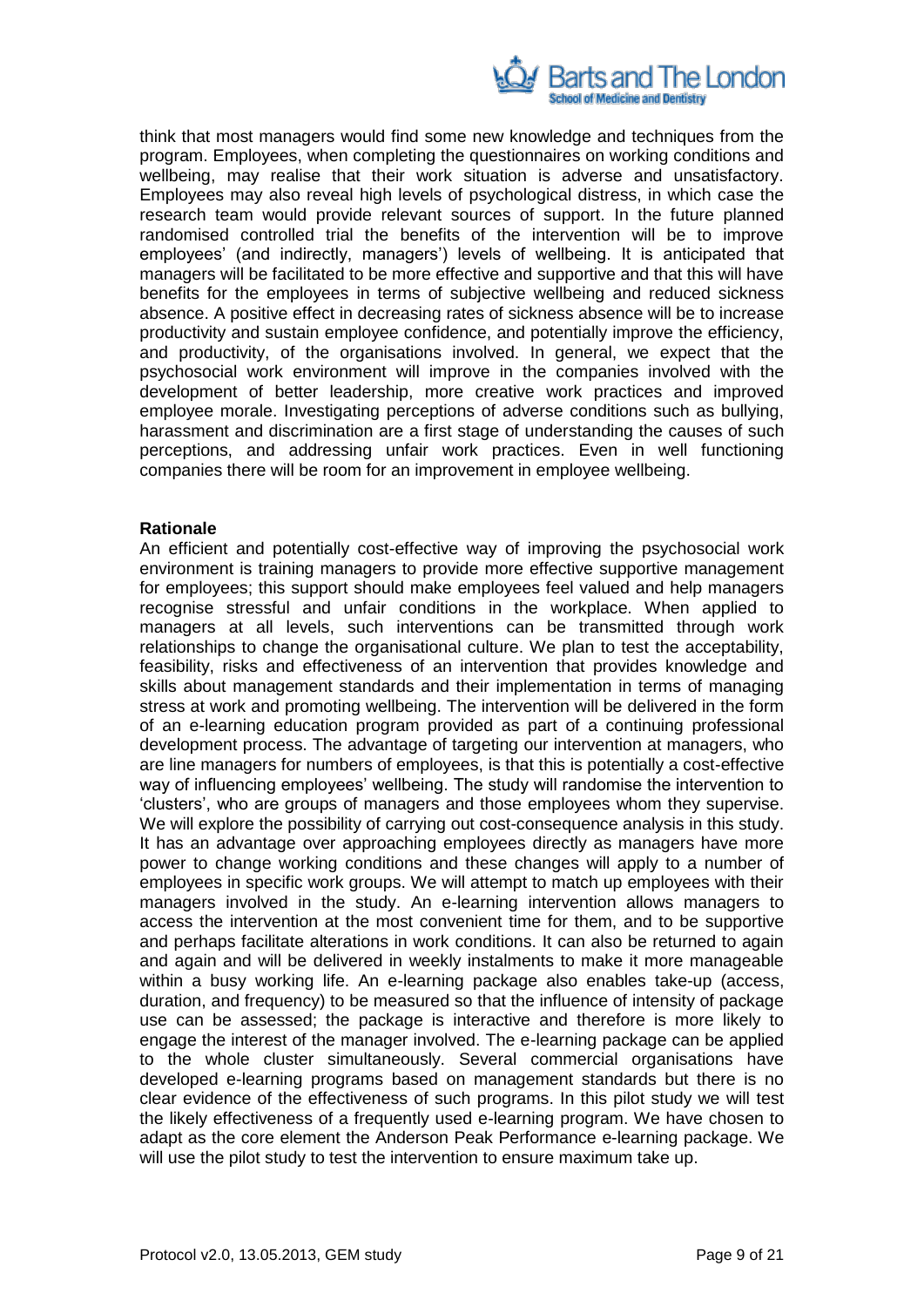think that most managers would find some new knowledge and techniques from the program. Employees, when completing the questionnaires on working conditions and wellbeing, may realise that their work situation is adverse and unsatisfactory. Employees may also reveal high levels of psychological distress, in which case the research team would provide relevant sources of support. In the future planned randomised controlled trial the benefits of the intervention will be to improve employees' (and indirectly, managers') levels of wellbeing. It is anticipated that managers will be facilitated to be more effective and supportive and that this will have benefits for the employees in terms of subjective wellbeing and reduced sickness absence. A positive effect in decreasing rates of sickness absence will be to increase productivity and sustain employee confidence, and potentially improve the efficiency, and productivity, of the organisations involved. In general, we expect that the psychosocial work environment will improve in the companies involved with the development of better leadership, more creative work practices and improved employee morale. Investigating perceptions of adverse conditions such as bullying, harassment and discrimination are a first stage of understanding the causes of such perceptions, and addressing unfair work practices. Even in well functioning companies there will be room for an improvement in employee wellbeing.

**Rationale**

An efficient and potentially cost-effective way of improving the psychosocial work environment is training managers to provide more effective supportive management for employees; this support should make employees feel valued and help managers recognise stressful and unfair conditions in the workplace. When applied to managers at all levels, such interventions can be transmitted through work relationships to change the organisational culture. We plan to test the acceptability, feasibility, risks and effectiveness of an intervention that provides knowledge and skills about management standards and their implementation in terms of managing stress at work and promoting wellbeing. The intervention will be delivered in the form of an e-learning education program provided as part of a continuing professional development process. The advantage of targeting our intervention at managers, who are line managers for numbers of employees, is that this is potentially a cost-effective way of influencing employees' wellbeing. The study will randomise the intervention to 'clusters', who are groups of managers and those employees whom they supervise. We will explore the possibility of carrying out cost-consequence analysis in this study. It has an advantage over approaching employees directly as managers have more power to change working conditions and these changes will apply to a number of employees in specific work groups. We will attempt to match up employees with their managers involved in the study. An e-learning intervention allows managers to access the intervention at the most convenient time for them, and to be supportive and perhaps facilitate alterations in work conditions. It can also be returned to again and again and will be delivered in weekly instalments to make it more manageable within a busy working life. An e-learning package also enables take-up (access, duration, and frequency) to be measured so that the influence of intensity of package use can be assessed; the package is interactive and therefore is more likely to engage the interest of the manager involved. The e-learning package can be applied to the whole cluster simultaneously. Several commercial organisations have developed e-learning programs based on management standards but there is no clear evidence of the effectiveness of such programs. In this pilot study we will test the likely effectiveness of a frequently used e-learning program. We have chosen to adapt as the core element the Anderson Peak Performance e-learning package. We will use the pilot study to test the intervention to ensure maximum take up.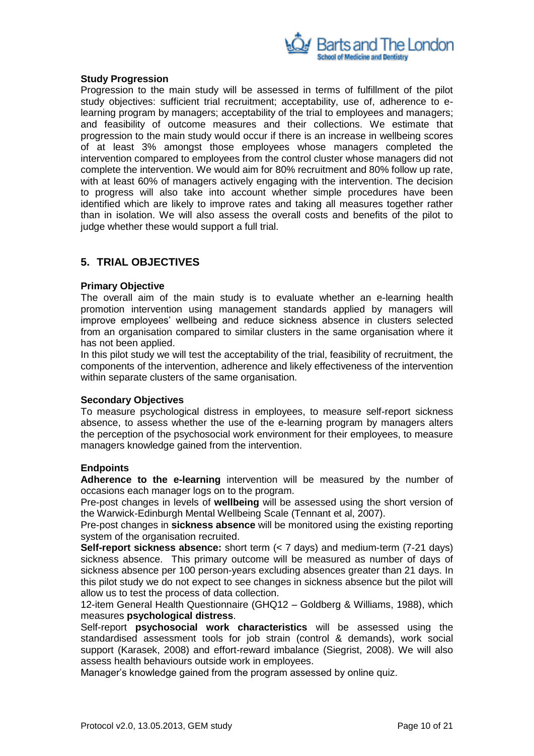### Study Progression

Progression to the main study will be assessed in terms of fulfillment of the pilot study objectives: sufficient trial recruitment; acceptability, use of, adherence to e-learning program by managers; acceptability of the trial to employees and managers; and feasibility of outcome measures and their collections. We estimate that progression to the main study would occur if there is an increase in wellbeing scores of at least 3% amongst those employees whose managers completed the intervention compared to employees from the control cluster whose managers did not complete the intervention. We would aim for 80% recruitment and 80% follow up rate, with at least 60% of managers actively engaging with the intervention. The decision to progress will also take into account whether simple procedures have been identified which are likely to improve rates and taking all measures together rather than in isolation. We will also assess the overall costs and benefits of the pilot to judge whether these would support a full trial.

## 5. TRIAL OBJECTIVES

### Primary Objective

The overall aim of the main study is to evaluate whether an e-learning health promotion intervention using management standards applied by managers will improve employees' wellbeing and reduce sickness absence in clusters selected from an organisation compared to similar clusters in the same organisation where it has not been applied.

In this pilot study we will test the acceptability of the trial, feasibility of recruitment, the components of the intervention, adherence and likely effectiveness of the intervention within separate clusters of the same organisation.

### Secondary Objectives

To measure psychological distress in employees, to measure self-report sickness absence, to assess whether the use of the e-learning program by managers alters the perception of the psychosocial work environment for their employees, to measure managers knowledge gained from the intervention.

### Endpoints

**Adherence to the e-learning** intervention will be measured by the number of occasions each manager logs on to the program.

Pre-post changes in levels of **wellbeing** will be assessed using the short version of the Warwick-Edinburgh Mental Wellbeing Scale (Tennant et al, 2007).

Pre-post changes in **sickness absence** will be monitored using the existing reporting system of the organisation recruited.

**Self-report sickness absence:** short term (< 7 days) and medium-term (7-21 days) sickness absence. This primary outcome will be measured as number of days of sickness absence per 100 person-years excluding absences greater than 21 days. In this pilot study we do not expect to see changes in sickness absence but the pilot will allow us to test the process of data collection.

12-item General Health Questionnaire (GHQ12 – Goldberg & Williams, 1988), which measures **psychological distress**.

Self-report **psychosocial work characteristics** will be assessed using the standardised assessment tools for job strain (control & demands), work social support (Karasek, 2008) and effort-reward imbalance (Siegrist, 2008). We will also assess health behaviours outside work in employees.

Manager's knowledge gained from the program assessed by online quiz.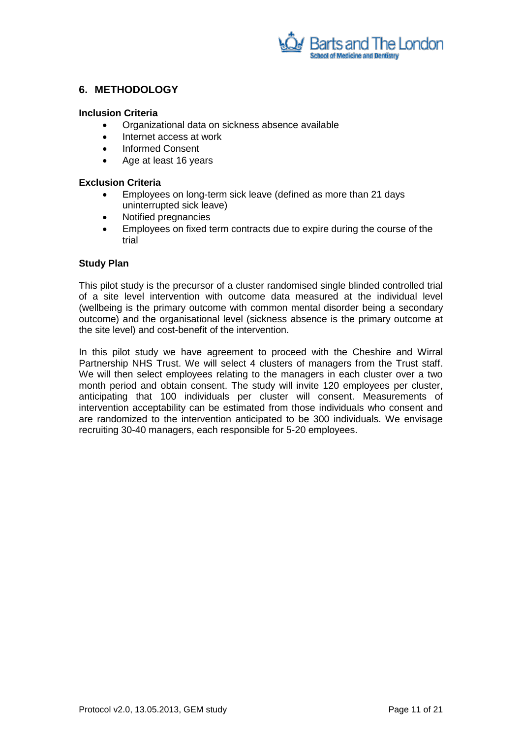## 6. METHODOLOGY

**Inclusion Criteria**

- Organizational data on sickness absence available
- Internet access at work
- Informed Consent
- Age at least 16 years

**Exclusion Criteria**

- Employees on long-term sick leave (defined as more than 21 days uninterrupted sick leave)
- Notified pregnancies
- Employees on fixed term contracts due to expire during the course of the trial

**Study Plan**

This pilot study is the precursor of a cluster randomised single blinded controlled trial of a site level intervention with outcome data measured at the individual level (wellbeing is the primary outcome with common mental disorder being a secondary outcome) and the organisational level (sickness absence is the primary outcome at the site level) and cost-benefit of the intervention.

In this pilot study we have agreement to proceed with the Cheshire and Wirral Partnership NHS Trust. We will select 4 clusters of managers from the Trust staff. We will then select employees relating to the managers in each cluster over a two month period and obtain consent. The study will invite 120 employees per cluster, anticipating that 100 individuals per cluster will consent. Measurements of intervention acceptability can be estimated from those individuals who consent and are randomized to the intervention anticipated to be 300 individuals. We envisage recruiting 30-40 managers, each responsible for 5-20 employees.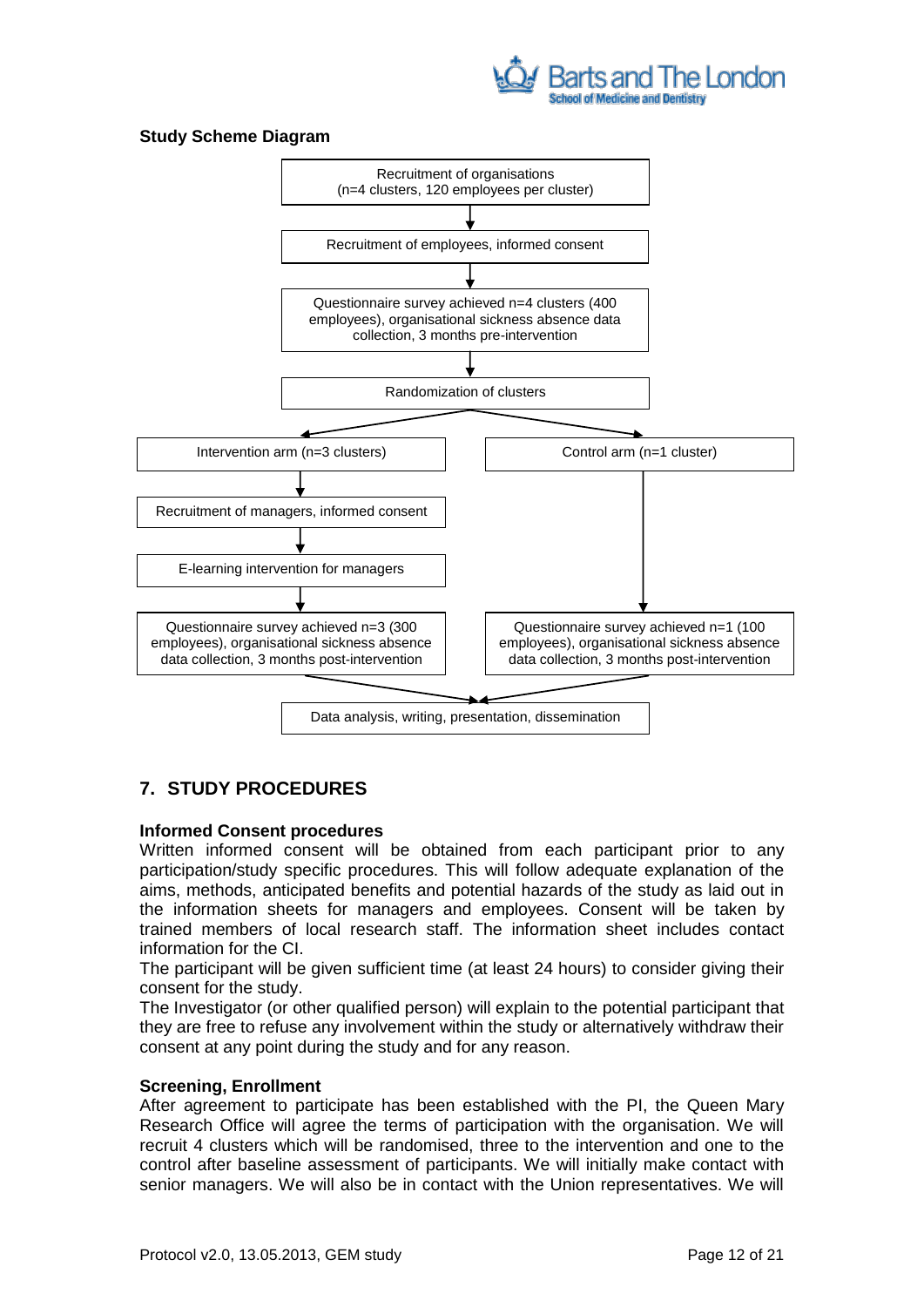**Study Scheme Diagram**

Recruitment of organisations
(n=4 clusters, 120 employees per cluster)

↓

Recruitment of employees, informed consent

↓

Questionnaire survey achieved n=4 clusters (400 employees), organisational sickness absence data collection, 3 months pre-intervention

↓

Randomization of clusters

↓

| Intervention arm (n=3 clusters) | Control arm (n=1 cluster) |
| --- | --- |
| ↓ Recruitment of managers, informed consent | |
| ↓ E-learning intervention for managers | |
| ↓ Questionnaire survey achieved n=3 (300 employees), organisational sickness absence data collection, 3 months post-intervention | ↓ Questionnaire survey achieved n=1 (100 employees), organisational sickness absence data collection, 3 months post-intervention |

↓

Data analysis, writing, presentation, dissemination

## 7. STUDY PROCEDURES

**Informed Consent procedures**

Written informed consent will be obtained from each participant prior to any participation/study specific procedures. This will follow adequate explanation of the aims, methods, anticipated benefits and potential hazards of the study as laid out in the information sheets for managers and employees. Consent will be taken by trained members of local research staff. The information sheet includes contact information for the CI.

The participant will be given sufficient time (at least 24 hours) to consider giving their consent for the study.

The Investigator (or other qualified person) will explain to the potential participant that they are free to refuse any involvement within the study or alternatively withdraw their consent at any point during the study and for any reason.

**Screening, Enrollment**

After agreement to participate has been established with the PI, the Queen Mary Research Office will agree the terms of participation with the organisation. We will recruit 4 clusters which will be randomised, three to the intervention and one to the control after baseline assessment of participants. We will initially make contact with senior managers. We will also be in contact with the Union representatives. We will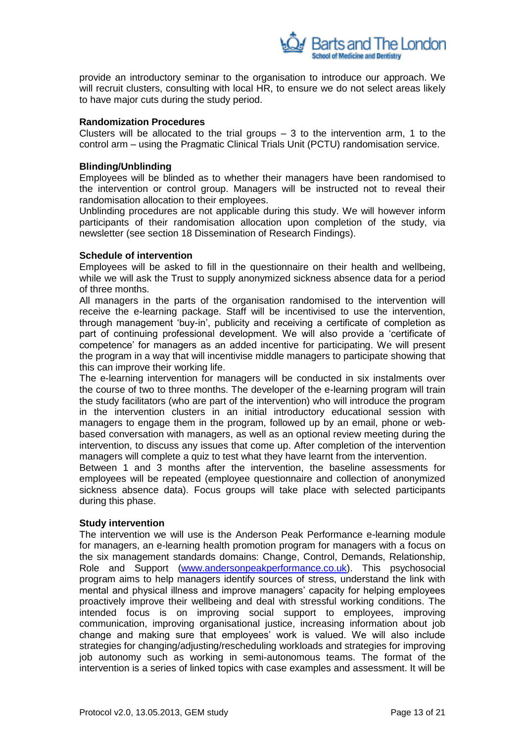provide an introductory seminar to the organisation to introduce our approach. We will recruit clusters, consulting with local HR, to ensure we do not select areas likely to have major cuts during the study period.

**Randomization Procedures**

Clusters will be allocated to the trial groups – 3 to the intervention arm, 1 to the control arm – using the Pragmatic Clinical Trials Unit (PCTU) randomisation service.

**Blinding/Unblinding**

Employees will be blinded as to whether their managers have been randomised to the intervention or control group. Managers will be instructed not to reveal their randomisation allocation to their employees.

Unblinding procedures are not applicable during this study. We will however inform participants of their randomisation allocation upon completion of the study, via newsletter (see section 18 Dissemination of Research Findings).

**Schedule of intervention**

Employees will be asked to fill in the questionnaire on their health and wellbeing, while we will ask the Trust to supply anonymized sickness absence data for a period of three months.

All managers in the parts of the organisation randomised to the intervention will receive the e-learning package. Staff will be incentivised to use the intervention, through management 'buy-in', publicity and receiving a certificate of completion as part of continuing professional development. We will also provide a 'certificate of competence' for managers as an added incentive for participating. We will present the program in a way that will incentivise middle managers to participate showing that this can improve their working life.

The e-learning intervention for managers will be conducted in six instalments over the course of two to three months. The developer of the e-learning program will train the study facilitators (who are part of the intervention) who will introduce the program in the intervention clusters in an initial introductory educational session with managers to engage them in the program, followed up by an email, phone or web-based conversation with managers, as well as an optional review meeting during the intervention, to discuss any issues that come up. After completion of the intervention managers will complete a quiz to test what they have learnt from the intervention.

Between 1 and 3 months after the intervention, the baseline assessments for employees will be repeated (employee questionnaire and collection of anonymized sickness absence data). Focus groups will take place with selected participants during this phase.

**Study intervention**

The intervention we will use is the Anderson Peak Performance e-learning module for managers, an e-learning health promotion program for managers with a focus on the six management standards domains: Change, Control, Demands, Relationship, Role and Support (www.andersonpeakperformance.co.uk). This psychosocial program aims to help managers identify sources of stress, understand the link with mental and physical illness and improve managers' capacity for helping employees proactively improve their wellbeing and deal with stressful working conditions. The intended focus is on improving social support to employees, improving communication, improving organisational justice, increasing information about job change and making sure that employees' work is valued. We will also include strategies for changing/adjusting/rescheduling workloads and strategies for improving job autonomy such as working in semi-autonomous teams. The format of the intervention is a series of linked topics with case examples and assessment. It will be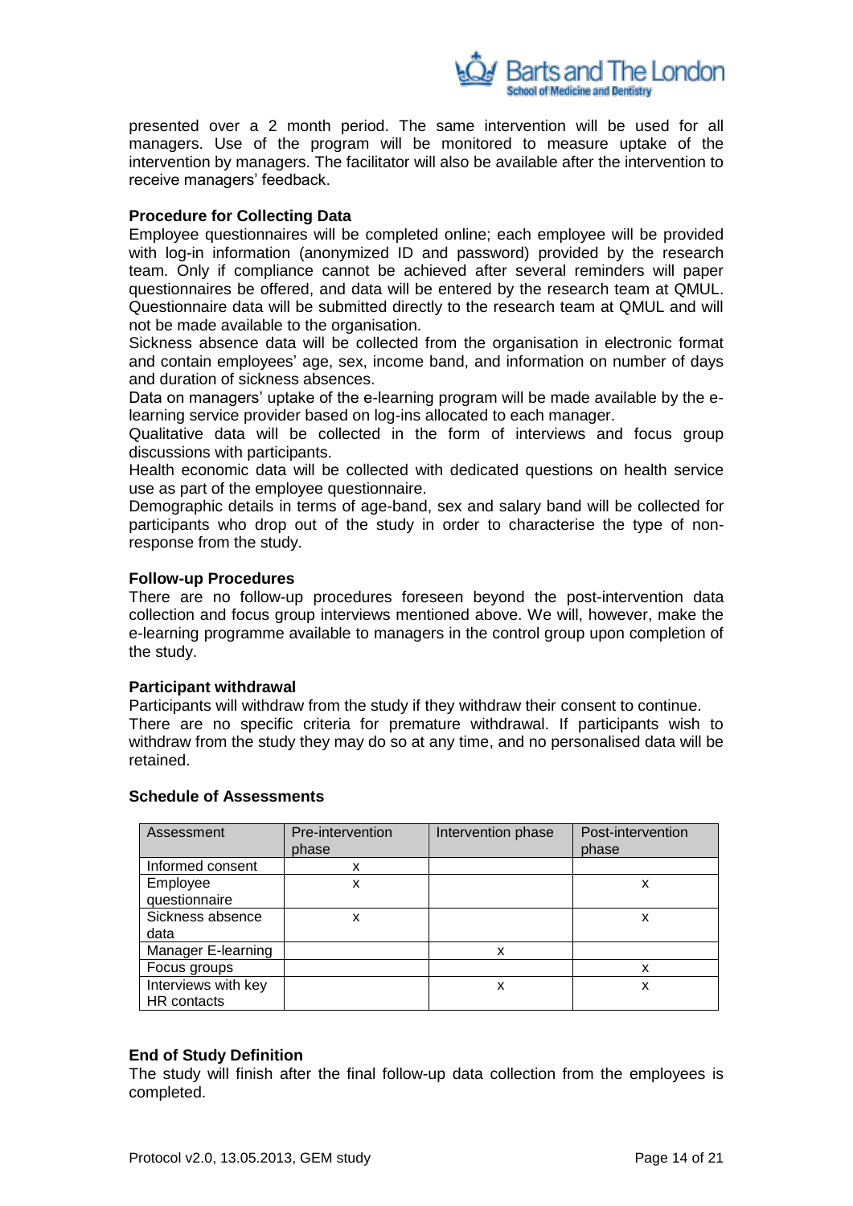presented over a 2 month period. The same intervention will be used for all managers. Use of the program will be monitored to measure uptake of the intervention by managers. The facilitator will also be available after the intervention to receive managers' feedback.

**Procedure for Collecting Data**

Employee questionnaires will be completed online; each employee will be provided with log-in information (anonymized ID and password) provided by the research team. Only if compliance cannot be achieved after several reminders will paper questionnaires be offered, and data will be entered by the research team at QMUL. Questionnaire data will be submitted directly to the research team at QMUL and will not be made available to the organisation.

Sickness absence data will be collected from the organisation in electronic format and contain employees' age, sex, income band, and information on number of days and duration of sickness absences.

Data on managers' uptake of the e-learning program will be made available by the e-learning service provider based on log-ins allocated to each manager.

Qualitative data will be collected in the form of interviews and focus group discussions with participants.

Health economic data will be collected with dedicated questions on health service use as part of the employee questionnaire.

Demographic details in terms of age-band, sex and salary band will be collected for participants who drop out of the study in order to characterise the type of non-response from the study.

**Follow-up Procedures**

There are no follow-up procedures foreseen beyond the post-intervention data collection and focus group interviews mentioned above. We will, however, make the e-learning programme available to managers in the control group upon completion of the study.

**Participant withdrawal**

Participants will withdraw from the study if they withdraw their consent to continue. There are no specific criteria for premature withdrawal. If participants wish to withdraw from the study they may do so at any time, and no personalised data will be retained.

**Schedule of Assessments**

| Assessment | Pre-intervention phase | Intervention phase | Post-intervention phase |
|---|---|---|---|
| Informed consent | x | | |
| Employee questionnaire | x | | x |
| Sickness absence data | x | | x |
| Manager E-learning | | x | |
| Focus groups | | | x |
| Interviews with key HR contacts | | x | x |

**End of Study Definition**

The study will finish after the final follow-up data collection from the employees is completed.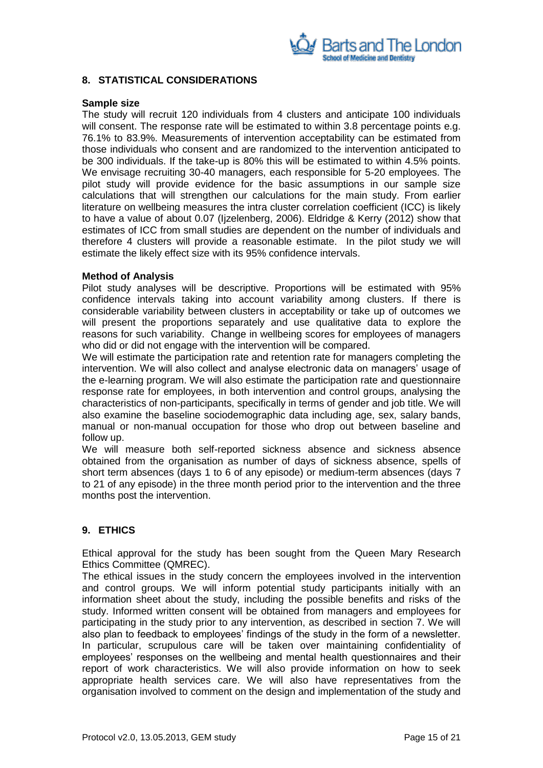## 8. STATISTICAL CONSIDERATIONS

**Sample size**

The study will recruit 120 individuals from 4 clusters and anticipate 100 individuals will consent. The response rate will be estimated to within 3.8 percentage points e.g. 76.1% to 83.9%. Measurements of intervention acceptability can be estimated from those individuals who consent and are randomized to the intervention anticipated to be 300 individuals. If the take-up is 80% this will be estimated to within 4.5% points. We envisage recruiting 30-40 managers, each responsible for 5-20 employees. The pilot study will provide evidence for the basic assumptions in our sample size calculations that will strengthen our calculations for the main study. From earlier literature on wellbeing measures the intra cluster correlation coefficient (ICC) is likely to have a value of about 0.07 (Ijzelenberg, 2006). Eldridge & Kerry (2012) show that estimates of ICC from small studies are dependent on the number of individuals and therefore 4 clusters will provide a reasonable estimate. In the pilot study we will estimate the likely effect size with its 95% confidence intervals.

**Method of Analysis**

Pilot study analyses will be descriptive. Proportions will be estimated with 95% confidence intervals taking into account variability among clusters. If there is considerable variability between clusters in acceptability or take up of outcomes we will present the proportions separately and use qualitative data to explore the reasons for such variability. Change in wellbeing scores for employees of managers who did or did not engage with the intervention will be compared.

We will estimate the participation rate and retention rate for managers completing the intervention. We will also collect and analyse electronic data on managers' usage of the e-learning program. We will also estimate the participation rate and questionnaire response rate for employees, in both intervention and control groups, analysing the characteristics of non-participants, specifically in terms of gender and job title. We will also examine the baseline sociodemographic data including age, sex, salary bands, manual or non-manual occupation for those who drop out between baseline and follow up.

We will measure both self-reported sickness absence and sickness absence obtained from the organisation as number of days of sickness absence, spells of short term absences (days 1 to 6 of any episode) or medium-term absences (days 7 to 21 of any episode) in the three month period prior to the intervention and the three months post the intervention.

## 9. ETHICS

Ethical approval for the study has been sought from the Queen Mary Research Ethics Committee (QMREC).

The ethical issues in the study concern the employees involved in the intervention and control groups. We will inform potential study participants initially with an information sheet about the study, including the possible benefits and risks of the study. Informed written consent will be obtained from managers and employees for participating in the study prior to any intervention, as described in section 7. We will also plan to feedback to employees' findings of the study in the form of a newsletter. In particular, scrupulous care will be taken over maintaining confidentiality of employees' responses on the wellbeing and mental health questionnaires and their report of work characteristics. We will also provide information on how to seek appropriate health services care. We will also have representatives from the organisation involved to comment on the design and implementation of the study and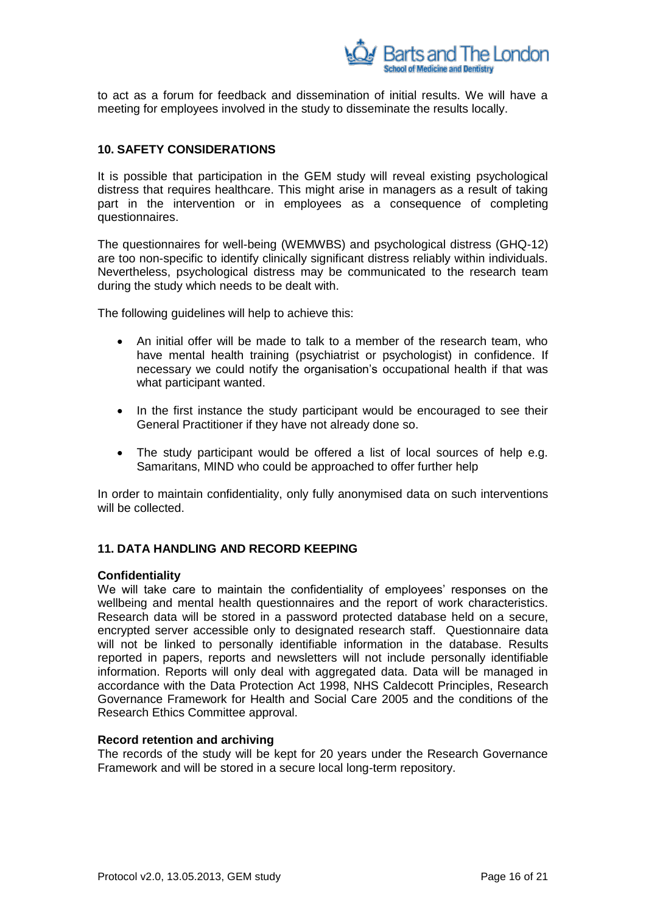to act as a forum for feedback and dissemination of initial results. We will have a meeting for employees involved in the study to disseminate the results locally.

## 10. SAFETY CONSIDERATIONS

It is possible that participation in the GEM study will reveal existing psychological distress that requires healthcare. This might arise in managers as a result of taking part in the intervention or in employees as a consequence of completing questionnaires.

The questionnaires for well-being (WEMWBS) and psychological distress (GHQ-12) are too non-specific to identify clinically significant distress reliably within individuals. Nevertheless, psychological distress may be communicated to the research team during the study which needs to be dealt with.

The following guidelines will help to achieve this:

- An initial offer will be made to talk to a member of the research team, who have mental health training (psychiatrist or psychologist) in confidence. If necessary we could notify the organisation's occupational health if that was what participant wanted.
- In the first instance the study participant would be encouraged to see their General Practitioner if they have not already done so.
- The study participant would be offered a list of local sources of help e.g. Samaritans, MIND who could be approached to offer further help

In order to maintain confidentiality, only fully anonymised data on such interventions will be collected.

## 11. DATA HANDLING AND RECORD KEEPING

**Confidentiality**

We will take care to maintain the confidentiality of employees' responses on the wellbeing and mental health questionnaires and the report of work characteristics. Research data will be stored in a password protected database held on a secure, encrypted server accessible only to designated research staff. Questionnaire data will not be linked to personally identifiable information in the database. Results reported in papers, reports and newsletters will not include personally identifiable information. Reports will only deal with aggregated data. Data will be managed in accordance with the Data Protection Act 1998, NHS Caldecott Principles, Research Governance Framework for Health and Social Care 2005 and the conditions of the Research Ethics Committee approval.

**Record retention and archiving**

The records of the study will be kept for 20 years under the Research Governance Framework and will be stored in a secure local long-term repository.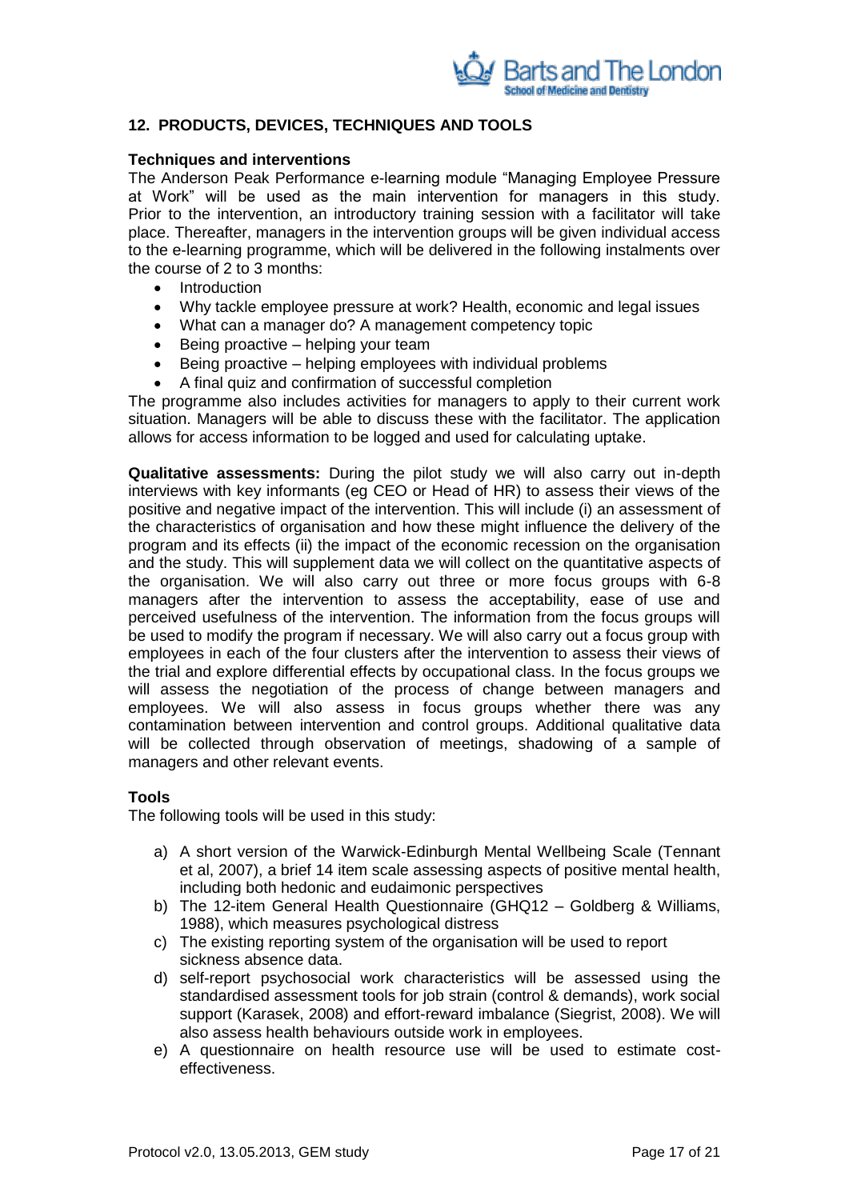## 12. PRODUCTS, DEVICES, TECHNIQUES AND TOOLS

**Techniques and interventions**

The Anderson Peak Performance e-learning module "Managing Employee Pressure at Work" will be used as the main intervention for managers in this study. Prior to the intervention, an introductory training session with a facilitator will take place. Thereafter, managers in the intervention groups will be given individual access to the e-learning programme, which will be delivered in the following instalments over the course of 2 to 3 months:

- Introduction
- Why tackle employee pressure at work? Health, economic and legal issues
- What can a manager do? A management competency topic
- Being proactive – helping your team
- Being proactive – helping employees with individual problems
- A final quiz and confirmation of successful completion

The programme also includes activities for managers to apply to their current work situation. Managers will be able to discuss these with the facilitator. The application allows for access information to be logged and used for calculating uptake.

**Qualitative assessments:** During the pilot study we will also carry out in-depth interviews with key informants (eg CEO or Head of HR) to assess their views of the positive and negative impact of the intervention. This will include (i) an assessment of the characteristics of organisation and how these might influence the delivery of the program and its effects (ii) the impact of the economic recession on the organisation and the study. This will supplement data we will collect on the quantitative aspects of the organisation. We will also carry out three or more focus groups with 6-8 managers after the intervention to assess the acceptability, ease of use and perceived usefulness of the intervention. The information from the focus groups will be used to modify the program if necessary. We will also carry out a focus group with employees in each of the four clusters after the intervention to assess their views of the trial and explore differential effects by occupational class. In the focus groups we will assess the negotiation of the process of change between managers and employees. We will also assess in focus groups whether there was any contamination between intervention and control groups. Additional qualitative data will be collected through observation of meetings, shadowing of a sample of managers and other relevant events.

**Tools**

The following tools will be used in this study:

a) A short version of the Warwick-Edinburgh Mental Wellbeing Scale (Tennant et al, 2007), a brief 14 item scale assessing aspects of positive mental health, including both hedonic and eudaimonic perspectives
b) The 12-item General Health Questionnaire (GHQ12 – Goldberg & Williams, 1988), which measures psychological distress
c) The existing reporting system of the organisation will be used to report sickness absence data.
d) self-report psychosocial work characteristics will be assessed using the standardised assessment tools for job strain (control & demands), work social support (Karasek, 2008) and effort-reward imbalance (Siegrist, 2008). We will also assess health behaviours outside work in employees.
e) A questionnaire on health resource use will be used to estimate cost-effectiveness.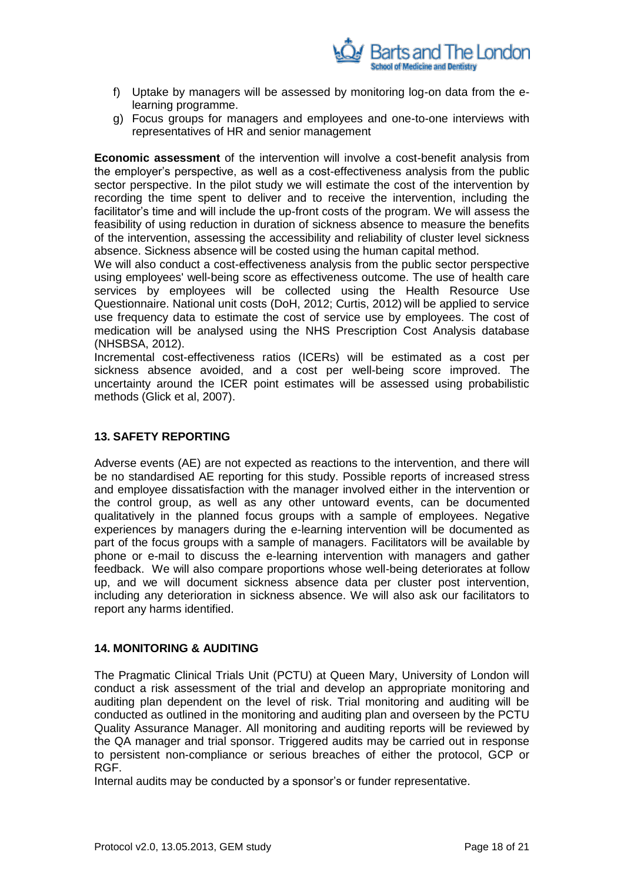f) Uptake by managers will be assessed by monitoring log-on data from the e-learning programme.
g) Focus groups for managers and employees and one-to-one interviews with representatives of HR and senior management

**Economic assessment** of the intervention will involve a cost-benefit analysis from the employer's perspective, as well as a cost-effectiveness analysis from the public sector perspective. In the pilot study we will estimate the cost of the intervention by recording the time spent to deliver and to receive the intervention, including the facilitator's time and will include the up-front costs of the program. We will assess the feasibility of using reduction in duration of sickness absence to measure the benefits of the intervention, assessing the accessibility and reliability of cluster level sickness absence. Sickness absence will be costed using the human capital method.
We will also conduct a cost-effectiveness analysis from the public sector perspective using employees' well-being score as effectiveness outcome. The use of health care services by employees will be collected using the Health Resource Use Questionnaire. National unit costs (DoH, 2012; Curtis, 2012) will be applied to service use frequency data to estimate the cost of service use by employees. The cost of medication will be analysed using the NHS Prescription Cost Analysis database (NHSBSA, 2012).
Incremental cost-effectiveness ratios (ICERs) will be estimated as a cost per sickness absence avoided, and a cost per well-being score improved. The uncertainty around the ICER point estimates will be assessed using probabilistic methods (Glick et al, 2007).

## 13. SAFETY REPORTING

Adverse events (AE) are not expected as reactions to the intervention, and there will be no standardised AE reporting for this study. Possible reports of increased stress and employee dissatisfaction with the manager involved either in the intervention or the control group, as well as any other untoward events, can be documented qualitatively in the planned focus groups with a sample of employees. Negative experiences by managers during the e-learning intervention will be documented as part of the focus groups with a sample of managers. Facilitators will be available by phone or e-mail to discuss the e-learning intervention with managers and gather feedback. We will also compare proportions whose well-being deteriorates at follow up, and we will document sickness absence data per cluster post intervention, including any deterioration in sickness absence. We will also ask our facilitators to report any harms identified.

## 14. MONITORING & AUDITING

The Pragmatic Clinical Trials Unit (PCTU) at Queen Mary, University of London will conduct a risk assessment of the trial and develop an appropriate monitoring and auditing plan dependent on the level of risk. Trial monitoring and auditing will be conducted as outlined in the monitoring and auditing plan and overseen by the PCTU Quality Assurance Manager. All monitoring and auditing reports will be reviewed by the QA manager and trial sponsor. Triggered audits may be carried out in response to persistent non-compliance or serious breaches of either the protocol, GCP or RGF.
Internal audits may be conducted by a sponsor's or funder representative.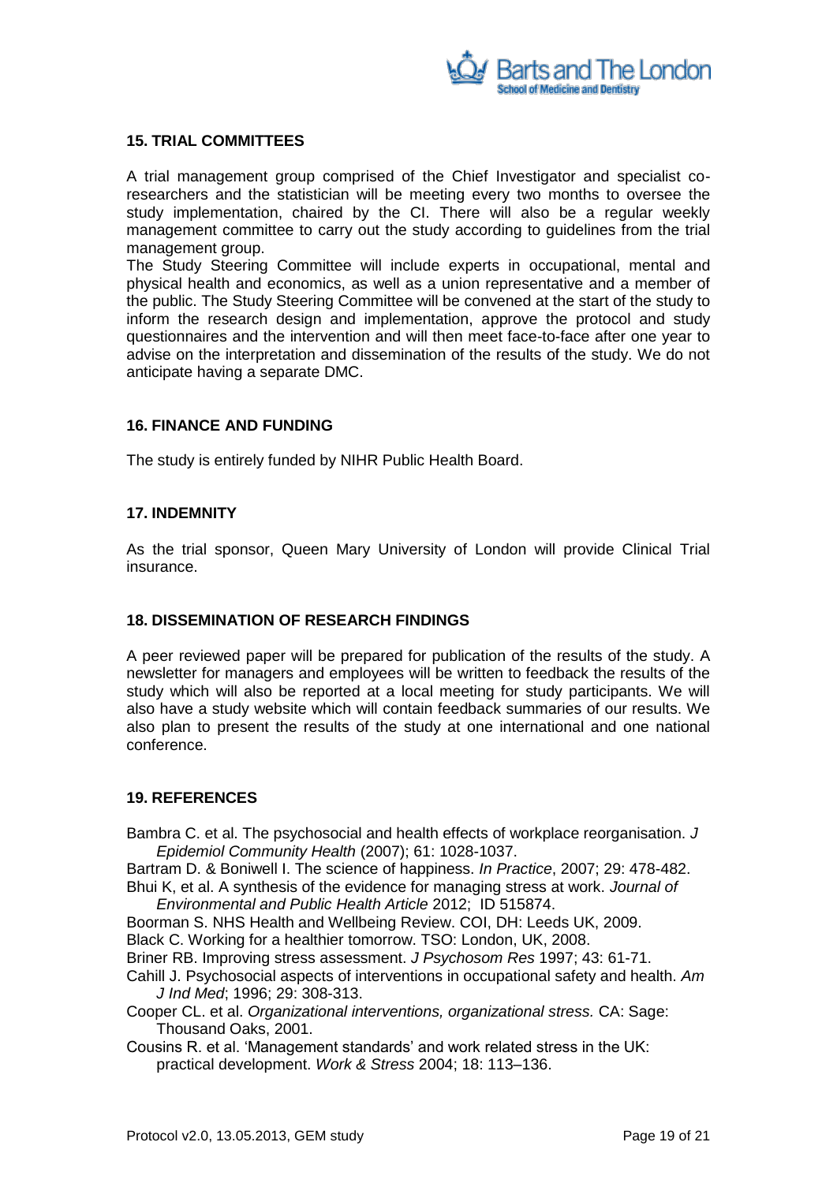## 15. TRIAL COMMITTEES

A trial management group comprised of the Chief Investigator and specialist co-researchers and the statistician will be meeting every two months to oversee the study implementation, chaired by the CI. There will also be a regular weekly management committee to carry out the study according to guidelines from the trial management group.
The Study Steering Committee will include experts in occupational, mental and physical health and economics, as well as a union representative and a member of the public. The Study Steering Committee will be convened at the start of the study to inform the research design and implementation, approve the protocol and study questionnaires and the intervention and will then meet face-to-face after one year to advise on the interpretation and dissemination of the results of the study. We do not anticipate having a separate DMC.

## 16. FINANCE AND FUNDING

The study is entirely funded by NIHR Public Health Board.

## 17. INDEMNITY

As the trial sponsor, Queen Mary University of London will provide Clinical Trial insurance.

## 18. DISSEMINATION OF RESEARCH FINDINGS

A peer reviewed paper will be prepared for publication of the results of the study. A newsletter for managers and employees will be written to feedback the results of the study which will also be reported at a local meeting for study participants. We will also have a study website which will contain feedback summaries of our results. We also plan to present the results of the study at one international and one national conference.

## 19. REFERENCES

Bambra C. et al. The psychosocial and health effects of workplace reorganisation. *J Epidemiol Community Health* (2007); 61: 1028-1037.

Bartram D. & Boniwell I. The science of happiness. *In Practice*, 2007; 29: 478-482.

Bhui K, et al. A synthesis of the evidence for managing stress at work. *Journal of Environmental and Public Health Article* 2012; ID 515874.

Boorman S. NHS Health and Wellbeing Review. COI, DH: Leeds UK, 2009.

Black C. Working for a healthier tomorrow. TSO: London, UK, 2008.

Briner RB. Improving stress assessment. *J Psychosom Res* 1997; 43: 61-71.

Cahill J. Psychosocial aspects of interventions in occupational safety and health. *Am J Ind Med*; 1996; 29: 308-313.

Cooper CL. et al. *Organizational interventions, organizational stress.* CA: Sage: Thousand Oaks, 2001.

Cousins R. et al. 'Management standards' and work related stress in the UK: practical development. *Work & Stress* 2004; 18: 113–136.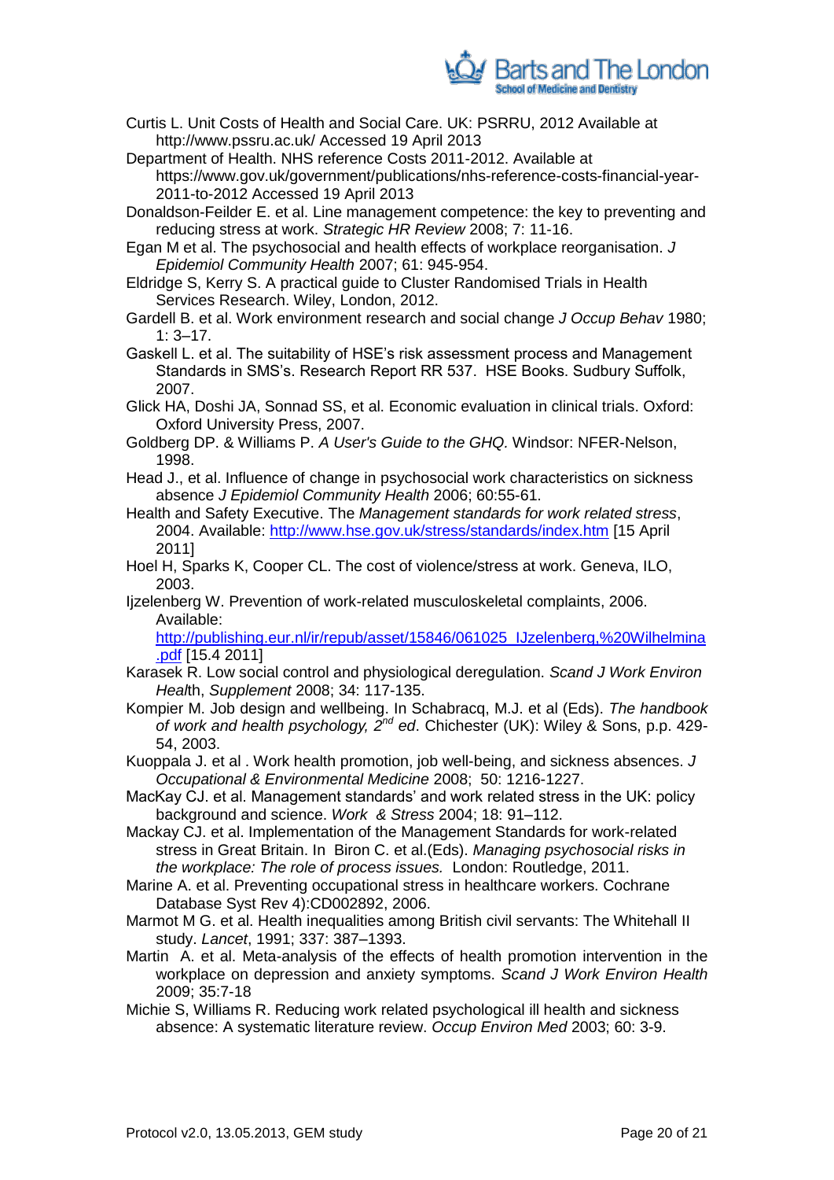Curtis L. Unit Costs of Health and Social Care. UK: PSRRU, 2012 Available at http://www.pssru.ac.uk/ Accessed 19 April 2013

Department of Health. NHS reference Costs 2011-2012. Available at https://www.gov.uk/government/publications/nhs-reference-costs-financial-year-2011-to-2012 Accessed 19 April 2013

Donaldson-Feilder E. et al. Line management competence: the key to preventing and reducing stress at work. *Strategic HR Review* 2008; 7: 11-16.

Egan M et al. The psychosocial and health effects of workplace reorganisation. *J Epidemiol Community Health* 2007; 61: 945-954.

Eldridge S, Kerry S. A practical guide to Cluster Randomised Trials in Health Services Research. Wiley, London, 2012.

Gardell B. et al. Work environment research and social change *J Occup Behav* 1980; 1: 3–17.

Gaskell L. et al. The suitability of HSE's risk assessment process and Management Standards in SMS's. Research Report RR 537. HSE Books. Sudbury Suffolk, 2007.

Glick HA, Doshi JA, Sonnad SS, et al. Economic evaluation in clinical trials. Oxford: Oxford University Press, 2007.

Goldberg DP. & Williams P. *A User's Guide to the GHQ.* Windsor: NFER-Nelson, 1998.

Head J., et al. Influence of change in psychosocial work characteristics on sickness absence *J Epidemiol Community Health* 2006; 60:55-61.

Health and Safety Executive. The *Management standards for work related stress*, 2004. Available: http://www.hse.gov.uk/stress/standards/index.htm [15 April 2011]

Hoel H, Sparks K, Cooper CL. The cost of violence/stress at work. Geneva, ILO, 2003.

Ijzelenberg W. Prevention of work-related musculoskeletal complaints, 2006. Available: http://publishing.eur.nl/ir/repub/asset/15846/061025_IJzelenberg,%20Wilhelmina.pdf [15.4 2011]

Karasek R. Low social control and physiological deregulation. *Scand J Work Environ Health*, *Supplement* 2008; 34: 117-135.

Kompier M. Job design and wellbeing. In Schabracq, M.J. et al (Eds). *The handbook of work and health psychology, 2nd ed*. Chichester (UK): Wiley & Sons, p.p. 429-54, 2003.

Kuoppala J. et al . Work health promotion, job well-being, and sickness absences. *J Occupational & Environmental Medicine* 2008; 50: 1216-1227.

MacKay CJ. et al. Management standards' and work related stress in the UK: policy background and science. *Work & Stress* 2004; 18: 91–112.

Mackay CJ. et al. Implementation of the Management Standards for work-related stress in Great Britain. In Biron C. et al.(Eds). *Managing psychosocial risks in the workplace: The role of process issues.* London: Routledge, 2011.

Marine A. et al. Preventing occupational stress in healthcare workers. Cochrane Database Syst Rev 4):CD002892, 2006.

Marmot M G. et al. Health inequalities among British civil servants: The Whitehall II study. *Lancet*, 1991; 337: 387–1393.

Martin A. et al. Meta-analysis of the effects of health promotion intervention in the workplace on depression and anxiety symptoms. *Scand J Work Environ Health* 2009; 35:7-18

Michie S, Williams R. Reducing work related psychological ill health and sickness absence: A systematic literature review. *Occup Environ Med* 2003; 60: 3-9.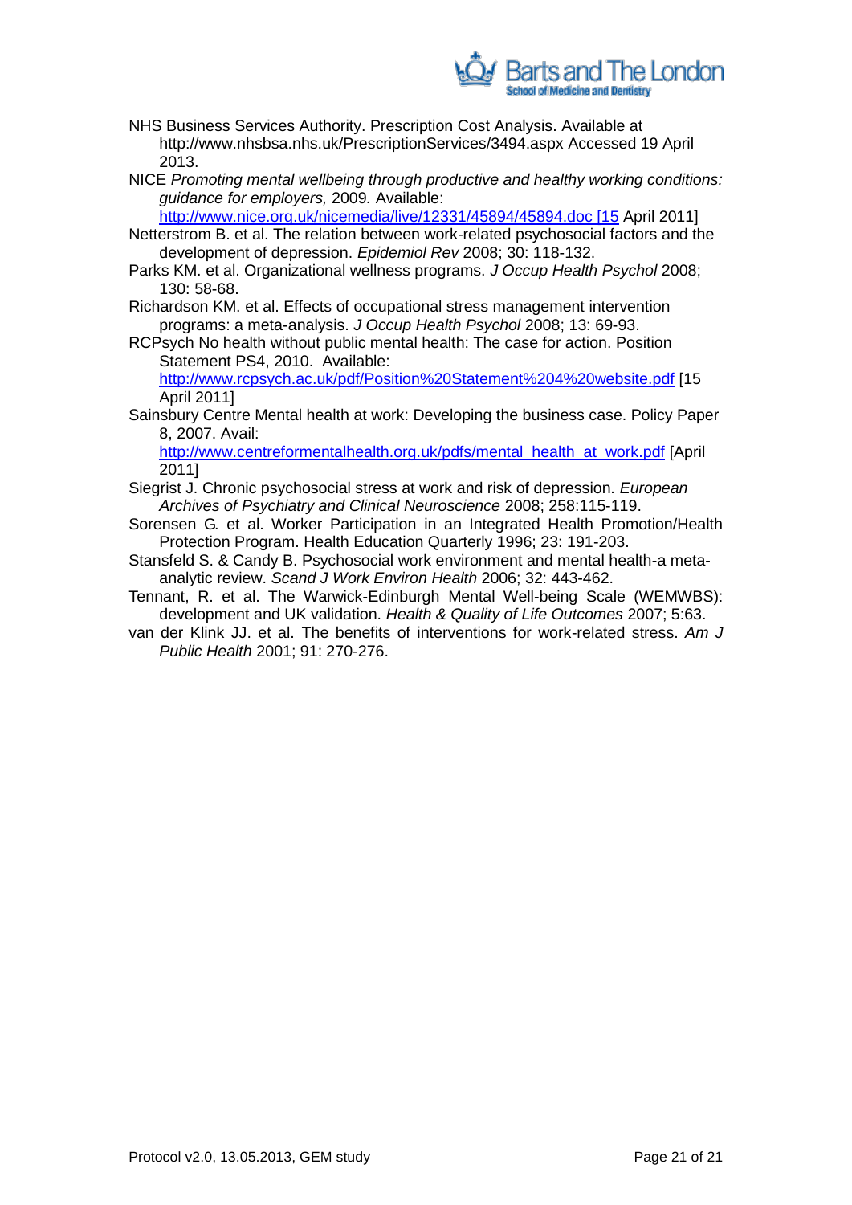NHS Business Services Authority. Prescription Cost Analysis. Available at http://www.nhsbsa.nhs.uk/PrescriptionServices/3494.aspx Accessed 19 April 2013.

NICE *Promoting mental wellbeing through productive and healthy working conditions: guidance for employers,* 2009. Available: http://www.nice.org.uk/nicemedia/live/12331/45894/45894.doc [15 April 2011]

Netterstrom B. et al. The relation between work-related psychosocial factors and the development of depression. *Epidemiol Rev* 2008; 30: 118-132.

Parks KM. et al. Organizational wellness programs. *J Occup Health Psychol* 2008; 130: 58-68.

Richardson KM. et al. Effects of occupational stress management intervention programs: a meta-analysis. *J Occup Health Psychol* 2008; 13: 69-93.

RCPsych No health without public mental health: The case for action. Position Statement PS4, 2010. Available: http://www.rcpsych.ac.uk/pdf/Position%20Statement%204%20website.pdf [15 April 2011]

Sainsbury Centre Mental health at work: Developing the business case. Policy Paper 8, 2007. Avail: http://www.centreformentalhealth.org.uk/pdfs/mental_health_at_work.pdf [April 2011]

Siegrist J. Chronic psychosocial stress at work and risk of depression. *European Archives of Psychiatry and Clinical Neuroscience* 2008; 258:115-119.

Sorensen G. et al. Worker Participation in an Integrated Health Promotion/Health Protection Program. Health Education Quarterly 1996; 23: 191-203.

Stansfeld S. & Candy B. Psychosocial work environment and mental health-a meta-analytic review. *Scand J Work Environ Health* 2006; 32: 443-462.

Tennant, R. et al. The Warwick-Edinburgh Mental Well-being Scale (WEMWBS): development and UK validation. *Health & Quality of Life Outcomes* 2007; 5:63.

van der Klink JJ. et al. The benefits of interventions for work-related stress. *Am J Public Health* 2001; 91: 270-276.